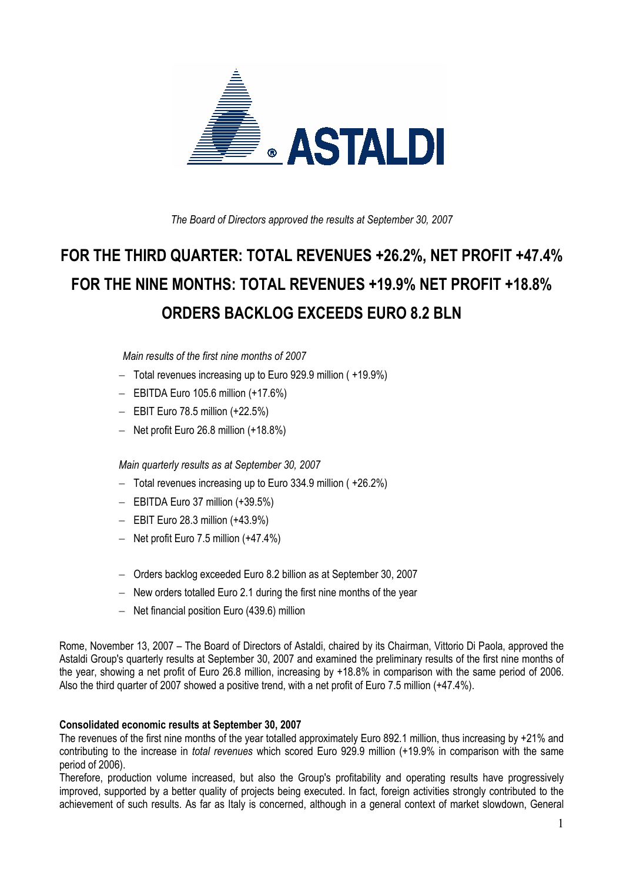*The Board of Directors approved the results at September 30, 2007*

# FOR THE THIRD QUARTER: TOTAL REVENUES +26.2%, NET PROFIT +47.4%
# FOR THE NINE MONTHS: TOTAL REVENUES +19.9% NET PROFIT +18.8%
# ORDERS BACKLOG EXCEEDS EURO 8.2 BLN

*Main results of the first nine months of 2007*

- Total revenues increasing up to Euro 929.9 million ( +19.9%)
- EBITDA Euro 105.6 million (+17.6%)
- EBIT Euro 78.5 million (+22.5%)
- Net profit Euro 26.8 million (+18.8%)

*Main quarterly results as at September 30, 2007*

- Total revenues increasing up to Euro 334.9 million ( +26.2%)
- EBITDA Euro 37 million (+39.5%)
- EBIT Euro 28.3 million (+43.9%)
- Net profit Euro 7.5 million (+47.4%)

- Orders backlog exceeded Euro 8.2 billion as at September 30, 2007
- New orders totalled Euro 2.1 during the first nine months of the year
- Net financial position Euro (439.6) million

Rome, November 13, 2007 – The Board of Directors of Astaldi, chaired by its Chairman, Vittorio Di Paola, approved the Astaldi Group's quarterly results at September 30, 2007 and examined the preliminary results of the first nine months of the year, showing a net profit of Euro 26.8 million, increasing by +18.8% in comparison with the same period of 2006. Also the third quarter of 2007 showed a positive trend, with a net profit of Euro 7.5 million (+47.4%).

**Consolidated economic results at September 30, 2007**

The revenues of the first nine months of the year totalled approximately Euro 892.1 million, thus increasing by +21% and contributing to the increase in *total revenues* which scored Euro 929.9 million (+19.9% in comparison with the same period of 2006).

Therefore, production volume increased, but also the Group's profitability and operating results have progressively improved, supported by a better quality of projects being executed. In fact, foreign activities strongly contributed to the achievement of such results. As far as Italy is concerned, although in a general context of market slowdown, General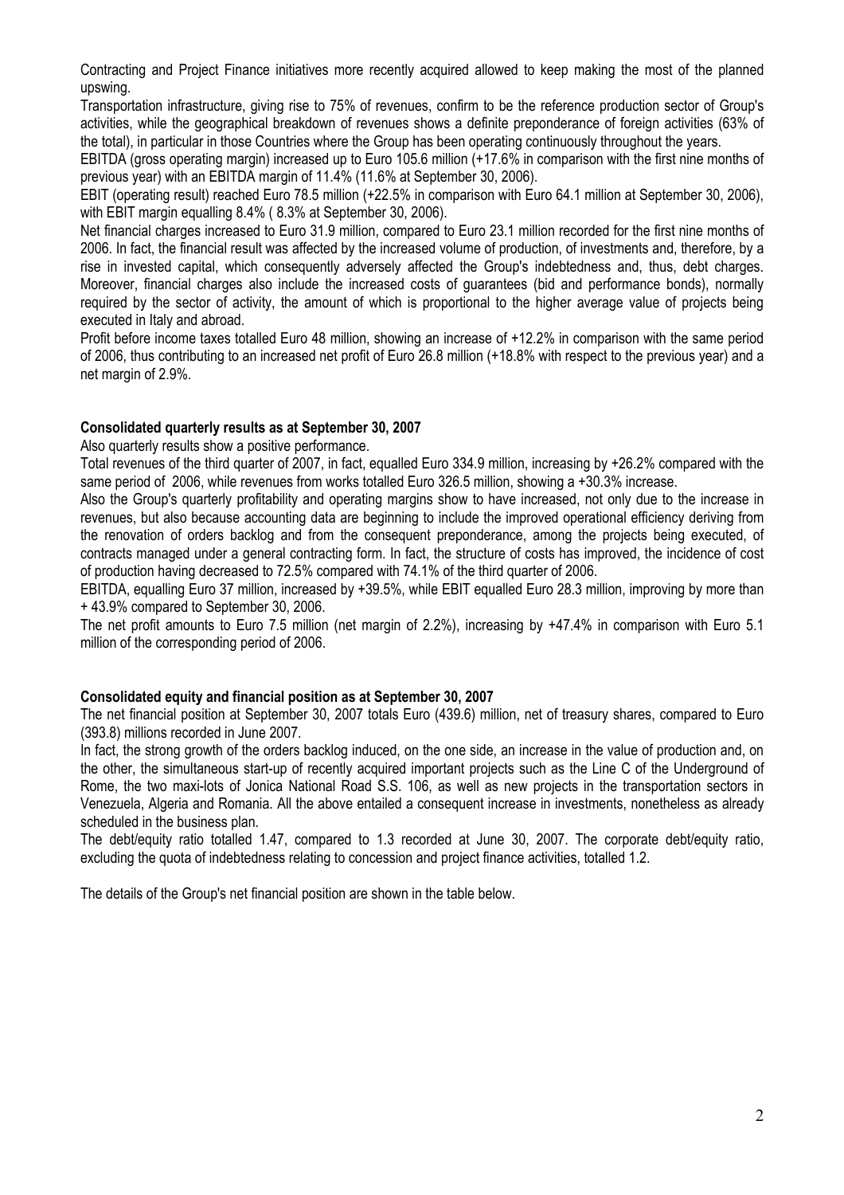Contracting and Project Finance initiatives more recently acquired allowed to keep making the most of the planned upswing.

Transportation infrastructure, giving rise to 75% of revenues, confirm to be the reference production sector of Group's activities, while the geographical breakdown of revenues shows a definite preponderance of foreign activities (63% of the total), in particular in those Countries where the Group has been operating continuously throughout the years.

EBITDA (gross operating margin) increased up to Euro 105.6 million (+17.6% in comparison with the first nine months of previous year) with an EBITDA margin of 11.4% (11.6% at September 30, 2006).

EBIT (operating result) reached Euro 78.5 million (+22.5% in comparison with Euro 64.1 million at September 30, 2006), with EBIT margin equalling 8.4% ( 8.3% at September 30, 2006).

Net financial charges increased to Euro 31.9 million, compared to Euro 23.1 million recorded for the first nine months of 2006. In fact, the financial result was affected by the increased volume of production, of investments and, therefore, by a rise in invested capital, which consequently adversely affected the Group's indebtedness and, thus, debt charges. Moreover, financial charges also include the increased costs of guarantees (bid and performance bonds), normally required by the sector of activity, the amount of which is proportional to the higher average value of projects being executed in Italy and abroad.

Profit before income taxes totalled Euro 48 million, showing an increase of +12.2% in comparison with the same period of 2006, thus contributing to an increased net profit of Euro 26.8 million (+18.8% with respect to the previous year) and a net margin of 2.9%.

**Consolidated quarterly results as at September 30, 2007**

Also quarterly results show a positive performance.

Total revenues of the third quarter of 2007, in fact, equalled Euro 334.9 million, increasing by +26.2% compared with the same period of 2006, while revenues from works totalled Euro 326.5 million, showing a +30.3% increase.

Also the Group's quarterly profitability and operating margins show to have increased, not only due to the increase in revenues, but also because accounting data are beginning to include the improved operational efficiency deriving from the renovation of orders backlog and from the consequent preponderance, among the projects being executed, of contracts managed under a general contracting form. In fact, the structure of costs has improved, the incidence of cost of production having decreased to 72.5% compared with 74.1% of the third quarter of 2006.

EBITDA, equalling Euro 37 million, increased by +39.5%, while EBIT equalled Euro 28.3 million, improving by more than + 43.9% compared to September 30, 2006.

The net profit amounts to Euro 7.5 million (net margin of 2.2%), increasing by +47.4% in comparison with Euro 5.1 million of the corresponding period of 2006.

**Consolidated equity and financial position as at September 30, 2007**

The net financial position at September 30, 2007 totals Euro (439.6) million, net of treasury shares, compared to Euro (393.8) millions recorded in June 2007.

In fact, the strong growth of the orders backlog induced, on the one side, an increase in the value of production and, on the other, the simultaneous start-up of recently acquired important projects such as the Line C of the Underground of Rome, the two maxi-lots of Jonica National Road S.S. 106, as well as new projects in the transportation sectors in Venezuela, Algeria and Romania. All the above entailed a consequent increase in investments, nonetheless as already scheduled in the business plan.

The debt/equity ratio totalled 1.47, compared to 1.3 recorded at June 30, 2007. The corporate debt/equity ratio, excluding the quota of indebtedness relating to concession and project finance activities, totalled 1.2.

The details of the Group's net financial position are shown in the table below.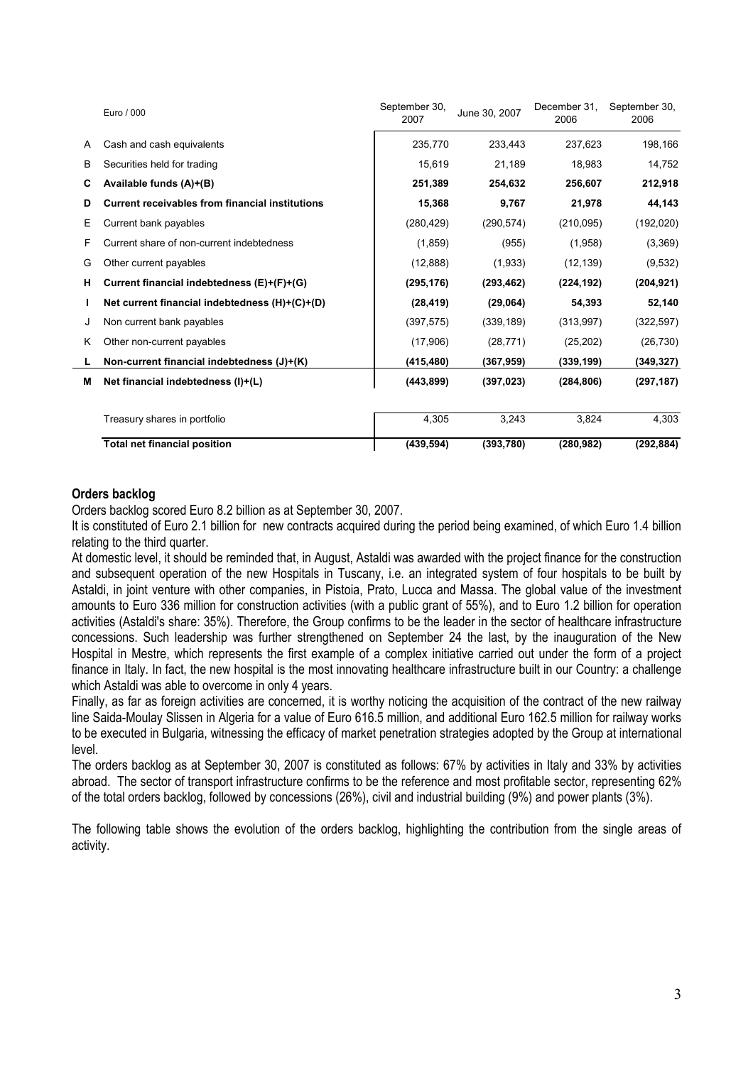| | Euro / 000 | September 30, 2007 | June 30, 2007 | December 31, 2006 | September 30, 2006 |
|---|---|---|---|---|---|
| A | Cash and cash equivalents | 235,770 | 233,443 | 237,623 | 198,166 |
| B | Securities held for trading | 15,619 | 21,189 | 18,983 | 14,752 |
| **C** | **Available funds (A)+(B)** | **251,389** | **254,632** | **256,607** | **212,918** |
| **D** | **Current receivables from financial institutions** | **15,368** | **9,767** | **21,978** | **44,143** |
| E | Current bank payables | (280,429) | (290,574) | (210,095) | (192,020) |
| F | Current share of non-current indebtedness | (1,859) | (955) | (1,958) | (3,369) |
| G | Other current payables | (12,888) | (1,933) | (12,139) | (9,532) |
| **H** | **Current financial indebtedness (E)+(F)+(G)** | **(295,176)** | **(293,462)** | **(224,192)** | **(204,921)** |
| **I** | **Net current financial indebtedness (H)+(C)+(D)** | **(28,419)** | **(29,064)** | **54,393** | **52,140** |
| J | Non current bank payables | (397,575) | (339,189) | (313,997) | (322,597) |
| K | Other non-current payables | (17,906) | (28,771) | (25,202) | (26,730) |
| **L** | **Non-current financial indebtedness (J)+(K)** | **(415,480)** | **(367,959)** | **(339,199)** | **(349,327)** |
| **M** | **Net financial indebtedness (I)+(L)** | **(443,899)** | **(397,023)** | **(284,806)** | **(297,187)** |
| | Treasury shares in portfolio | 4,305 | 3,243 | 3,824 | 4,303 |
| | **Total net financial position** | **(439,594)** | **(393,780)** | **(280,982)** | **(292,884)** |

## Orders backlog

Orders backlog scored Euro 8.2 billion as at September 30, 2007.

It is constituted of Euro 2.1 billion for new contracts acquired during the period being examined, of which Euro 1.4 billion relating to the third quarter.

At domestic level, it should be reminded that, in August, Astaldi was awarded with the project finance for the construction and subsequent operation of the new Hospitals in Tuscany, i.e. an integrated system of four hospitals to be built by Astaldi, in joint venture with other companies, in Pistoia, Prato, Lucca and Massa. The global value of the investment amounts to Euro 336 million for construction activities (with a public grant of 55%), and to Euro 1.2 billion for operation activities (Astaldi's share: 35%). Therefore, the Group confirms to be the leader in the sector of healthcare infrastructure concessions. Such leadership was further strengthened on September 24 the last, by the inauguration of the New Hospital in Mestre, which represents the first example of a complex initiative carried out under the form of a project finance in Italy. In fact, the new hospital is the most innovating healthcare infrastructure built in our Country: a challenge which Astaldi was able to overcome in only 4 years.

Finally, as far as foreign activities are concerned, it is worthy noticing the acquisition of the contract of the new railway line Saida-Moulay Slissen in Algeria for a value of Euro 616.5 million, and additional Euro 162.5 million for railway works to be executed in Bulgaria, witnessing the efficacy of market penetration strategies adopted by the Group at international level.

The orders backlog as at September 30, 2007 is constituted as follows: 67% by activities in Italy and 33% by activities abroad. The sector of transport infrastructure confirms to be the reference and most profitable sector, representing 62% of the total orders backlog, followed by concessions (26%), civil and industrial building (9%) and power plants (3%).

The following table shows the evolution of the orders backlog, highlighting the contribution from the single areas of activity.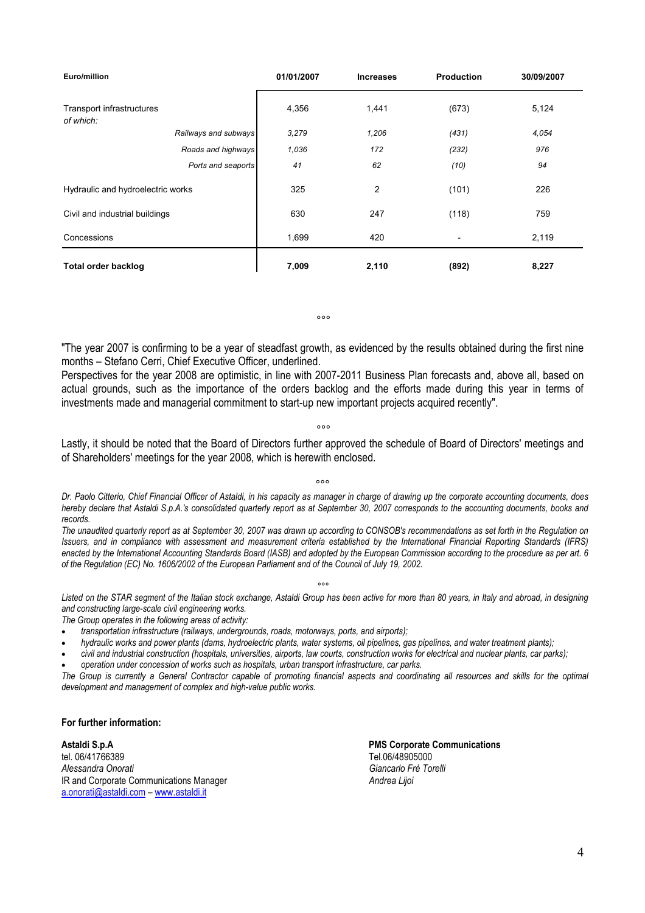| Euro/million | 01/01/2007 | Increases | Production | 30/09/2007 |
|---|---|---|---|---|
| Transport infrastructures<br>*of which:* | 4,356 | 1,441 | (673) | 5,124 |
| *Railways and subways* | *3,279* | *1,206* | *(431)* | *4,054* |
| *Roads and highways* | *1,036* | *172* | *(232)* | *976* |
| *Ports and seaports* | *41* | *62* | *(10)* | *94* |
| Hydraulic and hydroelectric works | 325 | 2 | (101) | 226 |
| Civil and industrial buildings | 630 | 247 | (118) | 759 |
| Concessions | 1,699 | 420 | - | 2,119 |
| **Total order backlog** | **7,009** | **2,110** | **(892)** | **8,227** |

°°°

"The year 2007 is confirming to be a year of steadfast growth, as evidenced by the results obtained during the first nine months – Stefano Cerri, Chief Executive Officer, underlined.
Perspectives for the year 2008 are optimistic, in line with 2007-2011 Business Plan forecasts and, above all, based on actual grounds, such as the importance of the orders backlog and the efforts made during this year in terms of investments made and managerial commitment to start-up new important projects acquired recently".

°°°

Lastly, it should be noted that the Board of Directors further approved the schedule of Board of Directors' meetings and of Shareholders' meetings for the year 2008, which is herewith enclosed.

°°°

*Dr. Paolo Citterio, Chief Financial Officer of Astaldi, in his capacity as manager in charge of drawing up the corporate accounting documents, does hereby declare that Astaldi S.p.A.'s consolidated quarterly report as at September 30, 2007 corresponds to the accounting documents, books and records.*

*The unaudited quarterly report as at September 30, 2007 was drawn up according to CONSOB's recommendations as set forth in the Regulation on Issuers, and in compliance with assessment and measurement criteria established by the International Financial Reporting Standards (IFRS) enacted by the International Accounting Standards Board (IASB) and adopted by the European Commission according to the procedure as per art. 6 of the Regulation (EC) No. 1606/2002 of the European Parliament and of the Council of July 19, 2002.*

°°°

*Listed on the STAR segment of the Italian stock exchange, Astaldi Group has been active for more than 80 years, in Italy and abroad, in designing and constructing large-scale civil engineering works.*

*The Group operates in the following areas of activity:*

- *transportation infrastructure (railways, undergrounds, roads, motorways, ports, and airports);*
- *hydraulic works and power plants (dams, hydroelectric plants, water systems, oil pipelines, gas pipelines, and water treatment plants);*
- *civil and industrial construction (hospitals, universities, airports, law courts, construction works for electrical and nuclear plants, car parks);*
- *operation under concession of works such as hospitals, urban transport infrastructure, car parks.*

*The Group is currently a General Contractor capable of promoting financial aspects and coordinating all resources and skills for the optimal development and management of complex and high-value public works.*

**For further information:**

**Astaldi S.p.A**
tel. 06/41766389
*Alessandra Onorati*
IR and Corporate Communications Manager
a.onorati@astaldi.com – www.astaldi.it

**PMS Corporate Communications**
Tel.06/48905000
*Giancarlo Frè Torelli*
*Andrea Lijoi*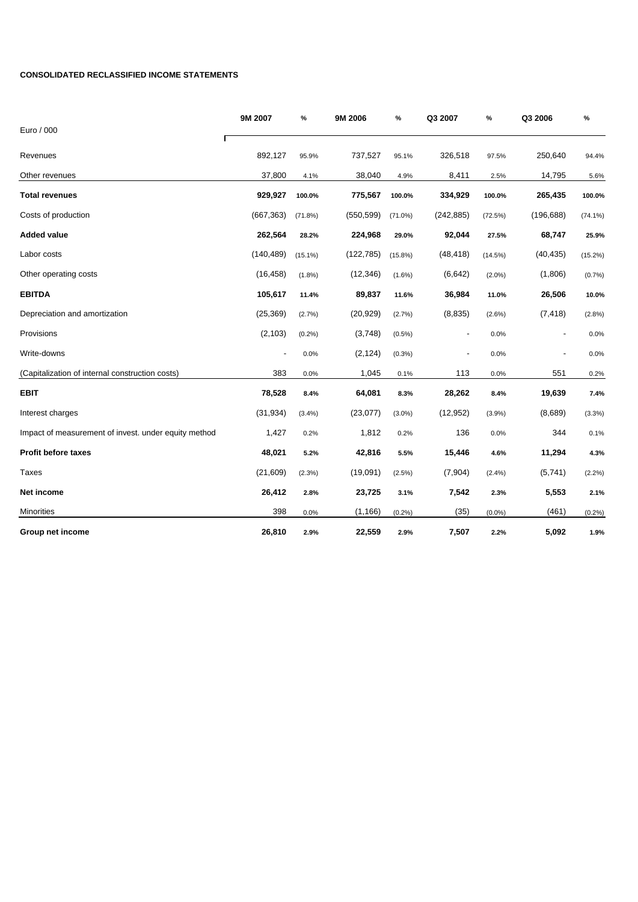**CONSOLIDATED RECLASSIFIED INCOME STATEMENTS**

| Euro / 000 | 9M 2007 | % | 9M 2006 | % | Q3 2007 | % | Q3 2006 | % |
|---|---|---|---|---|---|---|---|---|
| Revenues | 892,127 | 95.9% | 737,527 | 95.1% | 326,518 | 97.5% | 250,640 | 94.4% |
| Other revenues | 37,800 | 4.1% | 38,040 | 4.9% | 8,411 | 2.5% | 14,795 | 5.6% |
| **Total revenues** | **929,927** | **100.0%** | **775,567** | **100.0%** | **334,929** | **100.0%** | **265,435** | **100.0%** |
| Costs of production | (667,363) | (71.8%) | (550,599) | (71.0%) | (242,885) | (72.5%) | (196,688) | (74.1%) |
| **Added value** | **262,564** | **28.2%** | **224,968** | **29.0%** | **92,044** | **27.5%** | **68,747** | **25.9%** |
| Labor costs | (140,489) | (15.1%) | (122,785) | (15.8%) | (48,418) | (14.5%) | (40,435) | (15.2%) |
| Other operating costs | (16,458) | (1.8%) | (12,346) | (1.6%) | (6,642) | (2.0%) | (1,806) | (0.7%) |
| **EBITDA** | **105,617** | **11.4%** | **89,837** | **11.6%** | **36,984** | **11.0%** | **26,506** | **10.0%** |
| Depreciation and amortization | (25,369) | (2.7%) | (20,929) | (2.7%) | (8,835) | (2.6%) | (7,418) | (2.8%) |
| Provisions | (2,103) | (0.2%) | (3,748) | (0.5%) | - | 0.0% | - | 0.0% |
| Write-downs | - | 0.0% | (2,124) | (0.3%) | - | 0.0% | - | 0.0% |
| (Capitalization of internal construction costs) | 383 | 0.0% | 1,045 | 0.1% | 113 | 0.0% | 551 | 0.2% |
| **EBIT** | **78,528** | **8.4%** | **64,081** | **8.3%** | **28,262** | **8.4%** | **19,639** | **7.4%** |
| Interest charges | (31,934) | (3.4%) | (23,077) | (3.0%) | (12,952) | (3.9%) | (8,689) | (3.3%) |
| Impact of measurement of invest. under equity method | 1,427 | 0.2% | 1,812 | 0.2% | 136 | 0.0% | 344 | 0.1% |
| **Profit before taxes** | **48,021** | **5.2%** | **42,816** | **5.5%** | **15,446** | **4.6%** | **11,294** | **4.3%** |
| Taxes | (21,609) | (2.3%) | (19,091) | (2.5%) | (7,904) | (2.4%) | (5,741) | (2.2%) |
| **Net income** | **26,412** | **2.8%** | **23,725** | **3.1%** | **7,542** | **2.3%** | **5,553** | **2.1%** |
| Minorities | 398 | 0.0% | (1,166) | (0.2%) | (35) | (0.0%) | (461) | (0.2%) |
| **Group net income** | **26,810** | **2.9%** | **22,559** | **2.9%** | **7,507** | **2.2%** | **5,092** | **1.9%** |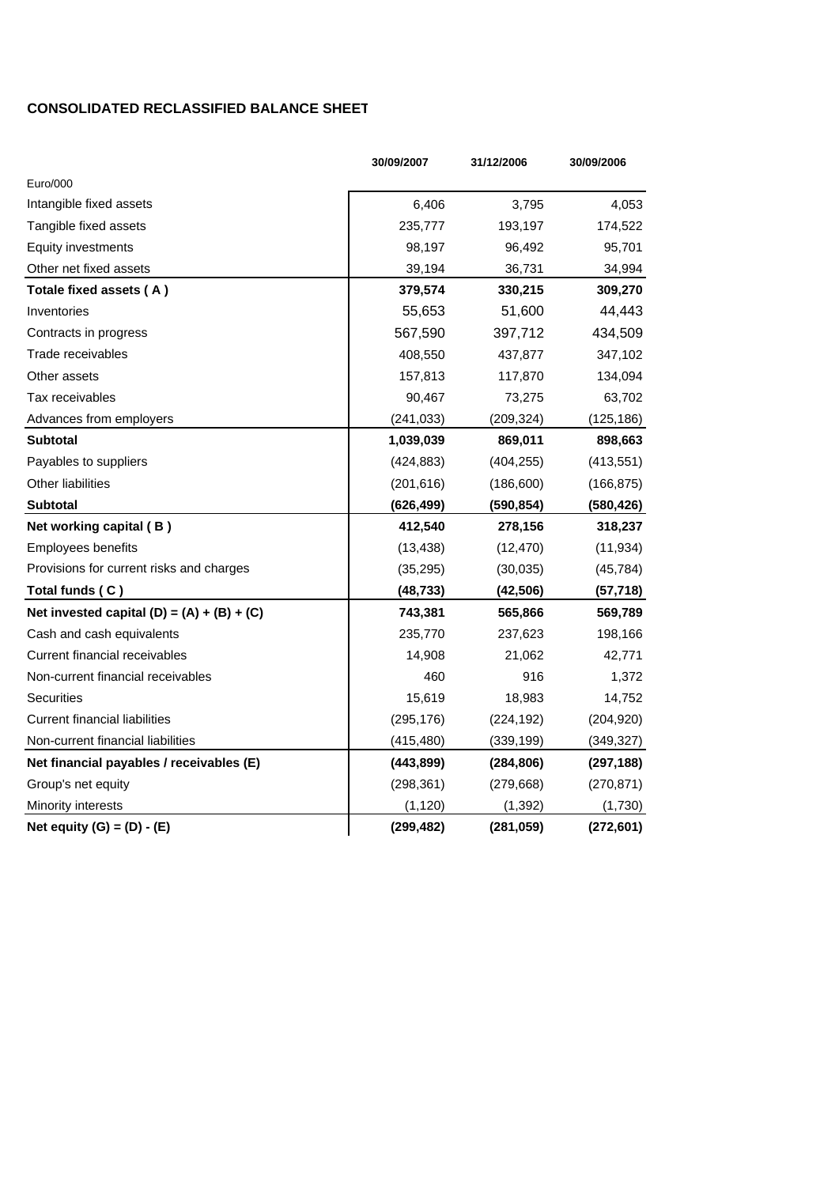## CONSOLIDATED RECLASSIFIED BALANCE SHEET

| Euro/000 | 30/09/2007 | 31/12/2006 | 30/09/2006 |
|---|---|---|---|
| Intangible fixed assets | 6,406 | 3,795 | 4,053 |
| Tangible fixed assets | 235,777 | 193,197 | 174,522 |
| Equity investments | 98,197 | 96,492 | 95,701 |
| Other net fixed assets | 39,194 | 36,731 | 34,994 |
| **Totale fixed assets ( A )** | **379,574** | **330,215** | **309,270** |
| Inventories | 55,653 | 51,600 | 44,443 |
| Contracts in progress | 567,590 | 397,712 | 434,509 |
| Trade receivables | 408,550 | 437,877 | 347,102 |
| Other assets | 157,813 | 117,870 | 134,094 |
| Tax receivables | 90,467 | 73,275 | 63,702 |
| Advances from employers | (241,033) | (209,324) | (125,186) |
| **Subtotal** | **1,039,039** | **869,011** | **898,663** |
| Payables to suppliers | (424,883) | (404,255) | (413,551) |
| Other liabilities | (201,616) | (186,600) | (166,875) |
| **Subtotal** | **(626,499)** | **(590,854)** | **(580,426)** |
| **Net working capital ( B )** | **412,540** | **278,156** | **318,237** |
| Employees benefits | (13,438) | (12,470) | (11,934) |
| Provisions for current risks and charges | (35,295) | (30,035) | (45,784) |
| **Total funds ( C )** | **(48,733)** | **(42,506)** | **(57,718)** |
| **Net invested capital (D) = (A) + (B) + (C)** | **743,381** | **565,866** | **569,789** |
| Cash and cash equivalents | 235,770 | 237,623 | 198,166 |
| Current financial receivables | 14,908 | 21,062 | 42,771 |
| Non-current financial receivables | 460 | 916 | 1,372 |
| Securities | 15,619 | 18,983 | 14,752 |
| Current financial liabilities | (295,176) | (224,192) | (204,920) |
| Non-current financial liabilities | (415,480) | (339,199) | (349,327) |
| **Net financial payables / receivables (E)** | **(443,899)** | **(284,806)** | **(297,188)** |
| Group's net equity | (298,361) | (279,668) | (270,871) |
| Minority interests | (1,120) | (1,392) | (1,730) |
| **Net equity (G) = (D) - (E)** | **(299,482)** | **(281,059)** | **(272,601)** |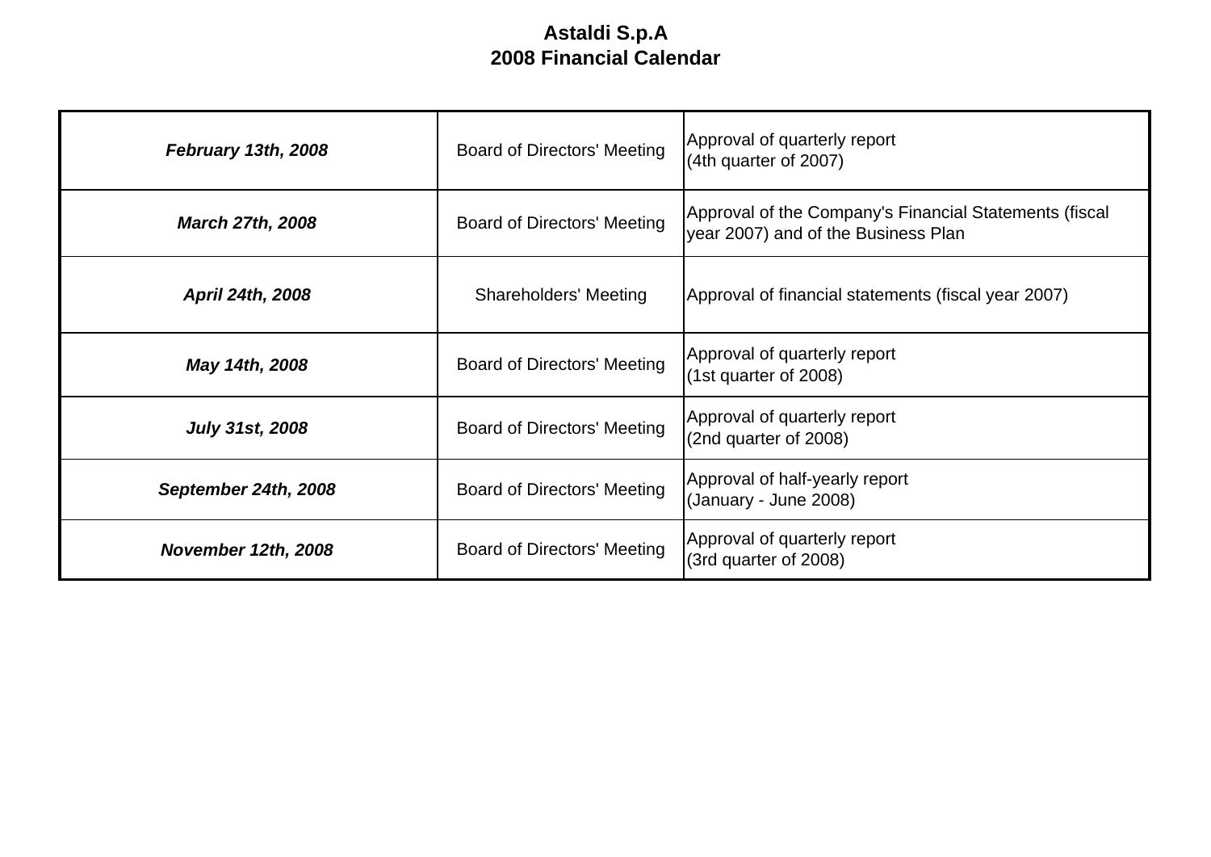# Astaldi S.p.A
## 2008 Financial Calendar

| | | |
|---|---|---|
| ***February 13th, 2008*** | Board of Directors' Meeting | Approval of quarterly report (4th quarter of 2007) |
| ***March 27th, 2008*** | Board of Directors' Meeting | Approval of the Company's Financial Statements (fiscal year 2007) and of the Business Plan |
| ***April 24th, 2008*** | Shareholders' Meeting | Approval of financial statements (fiscal year 2007) |
| ***May 14th, 2008*** | Board of Directors' Meeting | Approval of quarterly report (1st quarter of 2008) |
| ***July 31st, 2008*** | Board of Directors' Meeting | Approval of quarterly report (2nd quarter of 2008) |
| ***September 24th, 2008*** | Board of Directors' Meeting | Approval of half-yearly report (January - June 2008) |
| ***November 12th, 2008*** | Board of Directors' Meeting | Approval of quarterly report (3rd quarter of 2008) |